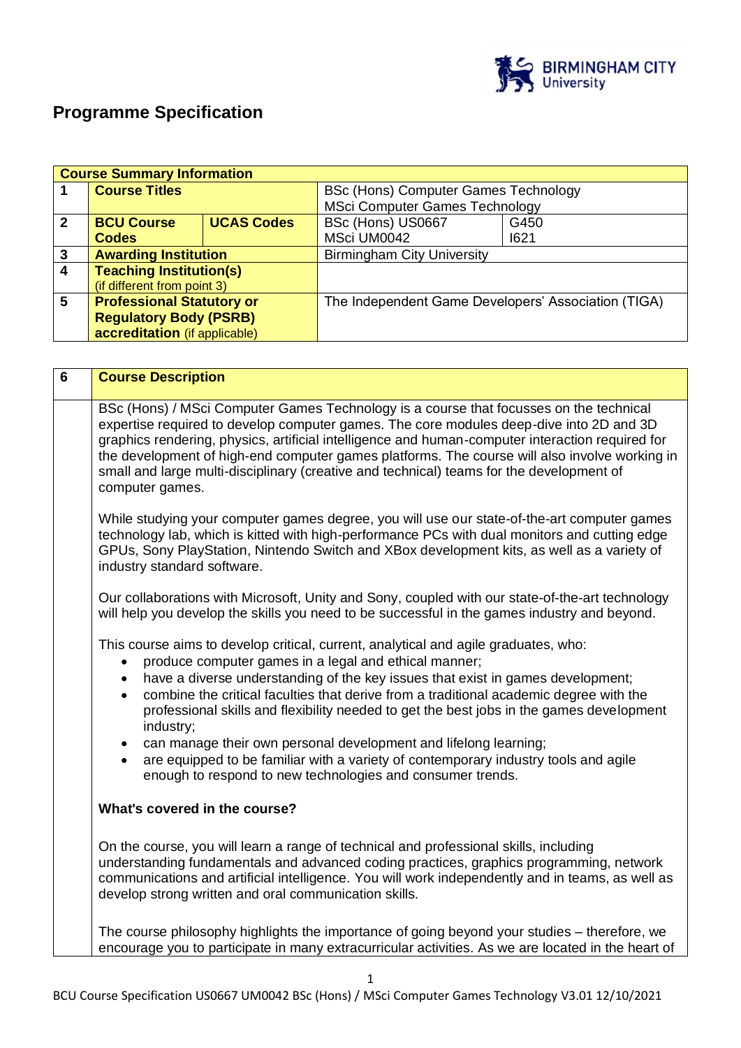# Programme Specification

| Course Summary Information | | | | |
|---|---|---|---|---|
| 1 | **Course Titles** | | BSc (Hons) Computer Games Technology<br>MSci Computer Games Technology | |
| 2 | **BCU Course Codes** | **UCAS Codes** | BSc (Hons) US0667<br>MSci UM0042 | G450<br>I621 |
| 3 | **Awarding Institution** | | Birmingham City University | |
| 4 | **Teaching Institution(s)** (if different from point 3) | | | |
| 5 | **Professional Statutory or Regulatory Body (PSRB) accreditation** (if applicable) | | The Independent Game Developers' Association (TIGA) | |

## 6 Course Description

BSc (Hons) / MSci Computer Games Technology is a course that focusses on the technical expertise required to develop computer games. The core modules deep-dive into 2D and 3D graphics rendering, physics, artificial intelligence and human-computer interaction required for the development of high-end computer games platforms. The course will also involve working in small and large multi-disciplinary (creative and technical) teams for the development of computer games.

While studying your computer games degree, you will use our state-of-the-art computer games technology lab, which is kitted with high-performance PCs with dual monitors and cutting edge GPUs, Sony PlayStation, Nintendo Switch and XBox development kits, as well as a variety of industry standard software.

Our collaborations with Microsoft, Unity and Sony, coupled with our state-of-the-art technology will help you develop the skills you need to be successful in the games industry and beyond.

This course aims to develop critical, current, analytical and agile graduates, who:

- produce computer games in a legal and ethical manner;
- have a diverse understanding of the key issues that exist in games development;
- combine the critical faculties that derive from a traditional academic degree with the professional skills and flexibility needed to get the best jobs in the games development industry;
- can manage their own personal development and lifelong learning;
- are equipped to be familiar with a variety of contemporary industry tools and agile enough to respond to new technologies and consumer trends.

**What's covered in the course?**

On the course, you will learn a range of technical and professional skills, including understanding fundamentals and advanced coding practices, graphics programming, network communications and artificial intelligence. You will work independently and in teams, as well as develop strong written and oral communication skills.

The course philosophy highlights the importance of going beyond your studies – therefore, we encourage you to participate in many extracurricular activities. As we are located in the heart of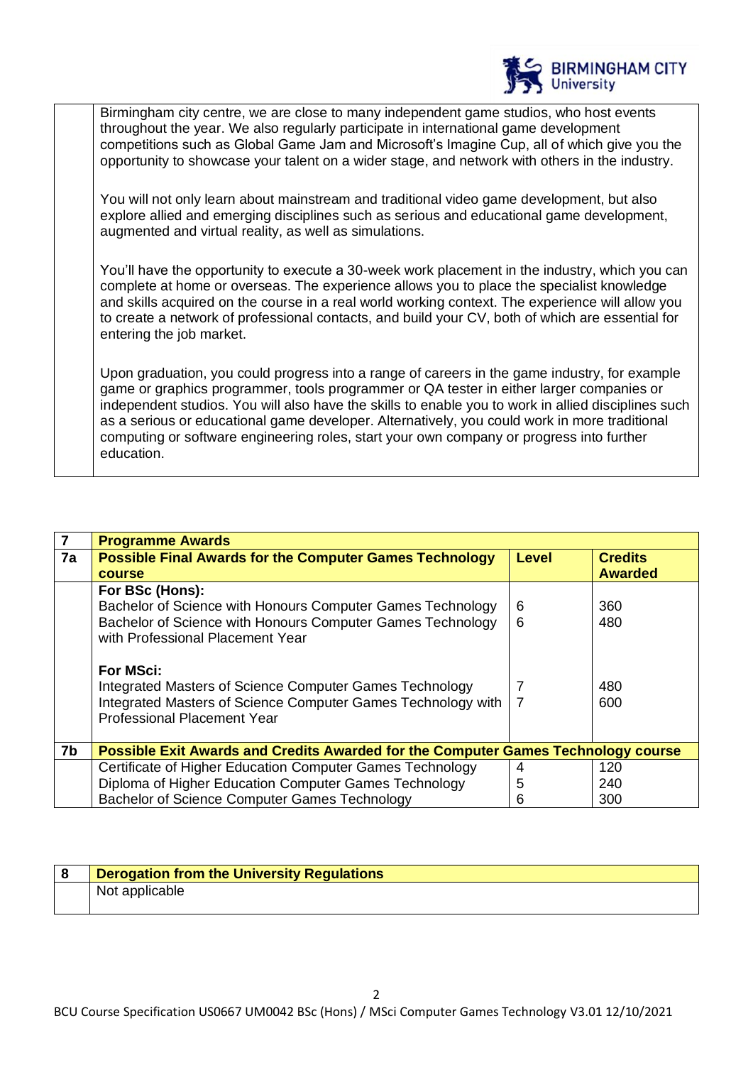Birmingham city centre, we are close to many independent game studios, who host events throughout the year. We also regularly participate in international game development competitions such as Global Game Jam and Microsoft's Imagine Cup, all of which give you the opportunity to showcase your talent on a wider stage, and network with others in the industry.

You will not only learn about mainstream and traditional video game development, but also explore allied and emerging disciplines such as serious and educational game development, augmented and virtual reality, as well as simulations.

You'll have the opportunity to execute a 30-week work placement in the industry, which you can complete at home or overseas. The experience allows you to place the specialist knowledge and skills acquired on the course in a real world working context. The experience will allow you to create a network of professional contacts, and build your CV, both of which are essential for entering the job market.

Upon graduation, you could progress into a range of careers in the game industry, for example game or graphics programmer, tools programmer or QA tester in either larger companies or independent studios. You will also have the skills to enable you to work in allied disciplines such as a serious or educational game developer. Alternatively, you could work in more traditional computing or software engineering roles, start your own company or progress into further education.

| 7 | **Programme Awards** | | |
|---|---|---|---|
| **7a** | **Possible Final Awards for the Computer Games Technology course** | **Level** | **Credits Awarded** |
| | **For BSc (Hons):** | | |
| | Bachelor of Science with Honours Computer Games Technology | 6 | 360 |
| | Bachelor of Science with Honours Computer Games Technology with Professional Placement Year | 6 | 480 |
| | **For MSci:** | | |
| | Integrated Masters of Science Computer Games Technology | 7 | 480 |
| | Integrated Masters of Science Computer Games Technology with Professional Placement Year | 7 | 600 |
| **7b** | **Possible Exit Awards and Credits Awarded for the Computer Games Technology course** | | |
| | Certificate of Higher Education Computer Games Technology | 4 | 120 |
| | Diploma of Higher Education Computer Games Technology | 5 | 240 |
| | Bachelor of Science Computer Games Technology | 6 | 300 |

| 8 | **Derogation from the University Regulations** |
|---|---|
| | Not applicable |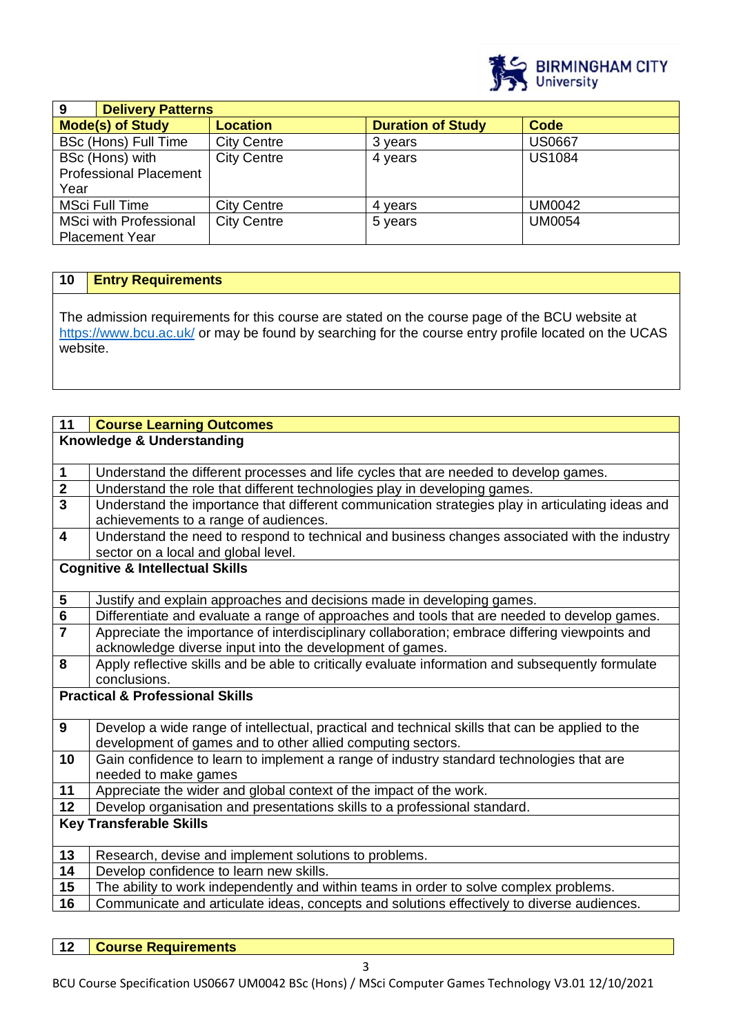| 9 | Delivery Patterns | | |
|---|---|---|---|
| **Mode(s) of Study** | **Location** | **Duration of Study** | **Code** |
| BSc (Hons) Full Time | City Centre | 3 years | US0667 |
| BSc (Hons) with Professional Placement Year | City Centre | 4 years | US1084 |
| MSci Full Time | City Centre | 4 years | UM0042 |
| MSci with Professional Placement Year | City Centre | 5 years | UM0054 |

## 10 Entry Requirements

The admission requirements for this course are stated on the course page of the BCU website at https://www.bcu.ac.uk/ or may be found by searching for the course entry profile located on the UCAS website.

## 11 Course Learning Outcomes

| | |
|---|---|
| **Knowledge & Understanding** | |
| 1 | Understand the different processes and life cycles that are needed to develop games. |
| 2 | Understand the role that different technologies play in developing games. |
| 3 | Understand the importance that different communication strategies play in articulating ideas and achievements to a range of audiences. |
| 4 | Understand the need to respond to technical and business changes associated with the industry sector on a local and global level. |
| **Cognitive & Intellectual Skills** | |
| 5 | Justify and explain approaches and decisions made in developing games. |
| 6 | Differentiate and evaluate a range of approaches and tools that are needed to develop games. |
| 7 | Appreciate the importance of interdisciplinary collaboration; embrace differing viewpoints and acknowledge diverse input into the development of games. |
| 8 | Apply reflective skills and be able to critically evaluate information and subsequently formulate conclusions. |
| **Practical & Professional Skills** | |
| 9 | Develop a wide range of intellectual, practical and technical skills that can be applied to the development of games and to other allied computing sectors. |
| 10 | Gain confidence to learn to implement a range of industry standard technologies that are needed to make games |
| 11 | Appreciate the wider and global context of the impact of the work. |
| 12 | Develop organisation and presentations skills to a professional standard. |
| **Key Transferable Skills** | |
| 13 | Research, devise and implement solutions to problems. |
| 14 | Develop confidence to learn new skills. |
| 15 | The ability to work independently and within teams in order to solve complex problems. |
| 16 | Communicate and articulate ideas, concepts and solutions effectively to diverse audiences. |

## 12 Course Requirements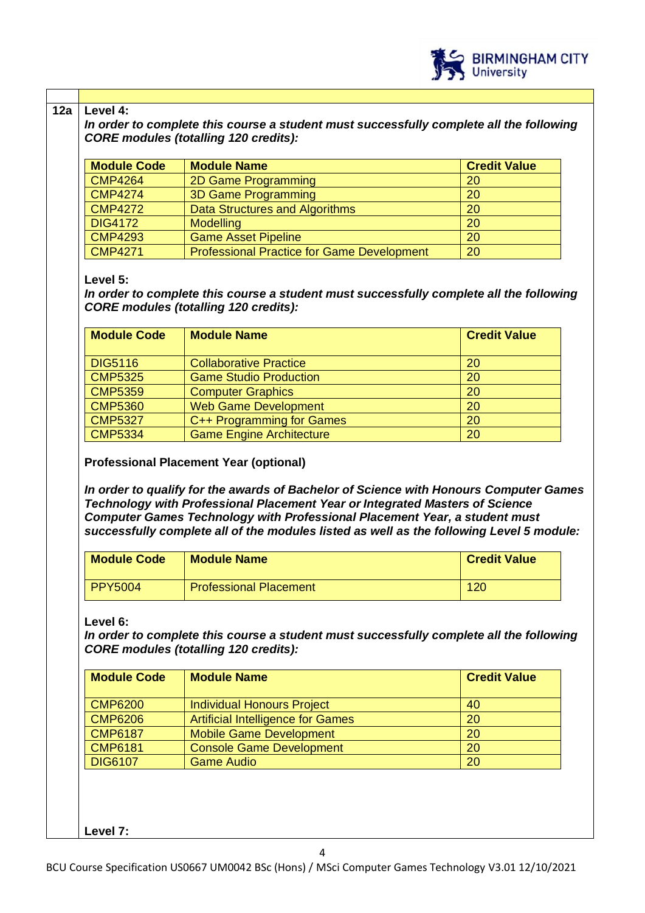**12a**

**Level 4:**

***In order to complete this course a student must successfully complete all the following CORE modules (totalling 120 credits):***

| Module Code | Module Name | Credit Value |
|---|---|---|
| CMP4264 | 2D Game Programming | 20 |
| CMP4274 | 3D Game Programming | 20 |
| CMP4272 | Data Structures and Algorithms | 20 |
| DIG4172 | Modelling | 20 |
| CMP4293 | Game Asset Pipeline | 20 |
| CMP4271 | Professional Practice for Game Development | 20 |

**Level 5:**

***In order to complete this course a student must successfully complete all the following CORE modules (totalling 120 credits):***

| Module Code | Module Name | Credit Value |
|---|---|---|
| DIG5116 | Collaborative Practice | 20 |
| CMP5325 | Game Studio Production | 20 |
| CMP5359 | Computer Graphics | 20 |
| CMP5360 | Web Game Development | 20 |
| CMP5327 | C++ Programming for Games | 20 |
| CMP5334 | Game Engine Architecture | 20 |

**Professional Placement Year (optional)**

***In order to qualify for the awards of Bachelor of Science with Honours Computer Games Technology with Professional Placement Year or Integrated Masters of Science Computer Games Technology with Professional Placement Year, a student must successfully complete all of the modules listed as well as the following Level 5 module:***

| Module Code | Module Name | Credit Value |
|---|---|---|
| PPY5004 | Professional Placement | 120 |

**Level 6:**

***In order to complete this course a student must successfully complete all the following CORE modules (totalling 120 credits):***

| Module Code | Module Name | Credit Value |
|---|---|---|
| CMP6200 | Individual Honours Project | 40 |
| CMP6206 | Artificial Intelligence for Games | 20 |
| CMP6187 | Mobile Game Development | 20 |
| CMP6181 | Console Game Development | 20 |
| DIG6107 | Game Audio | 20 |

**Level 7:**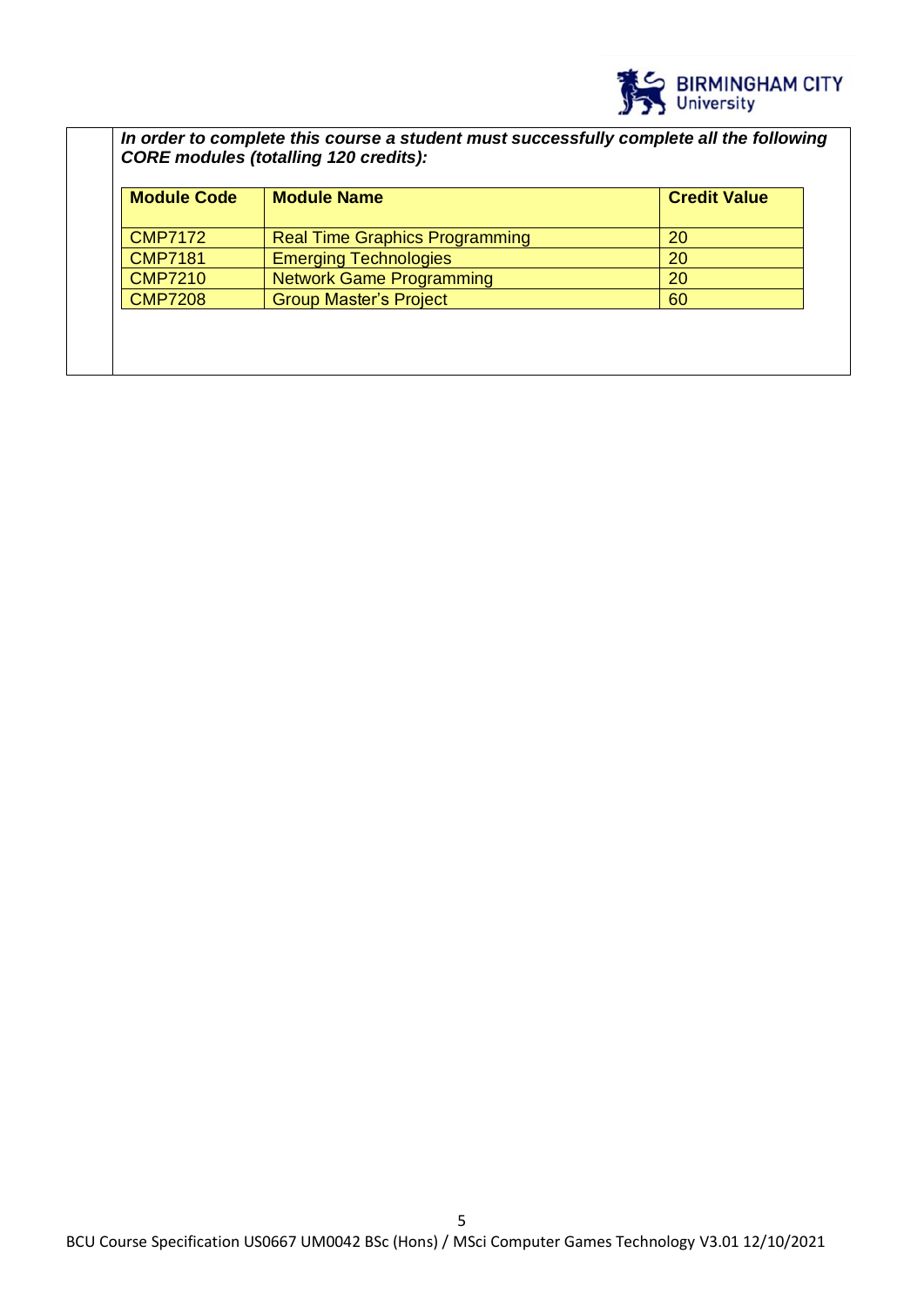***In order to complete this course a student must successfully complete all the following CORE modules (totalling 120 credits):***

| Module Code | Module Name | Credit Value |
|---|---|---|
| CMP7172 | Real Time Graphics Programming | 20 |
| CMP7181 | Emerging Technologies | 20 |
| CMP7210 | Network Game Programming | 20 |
| CMP7208 | Group Master's Project | 60 |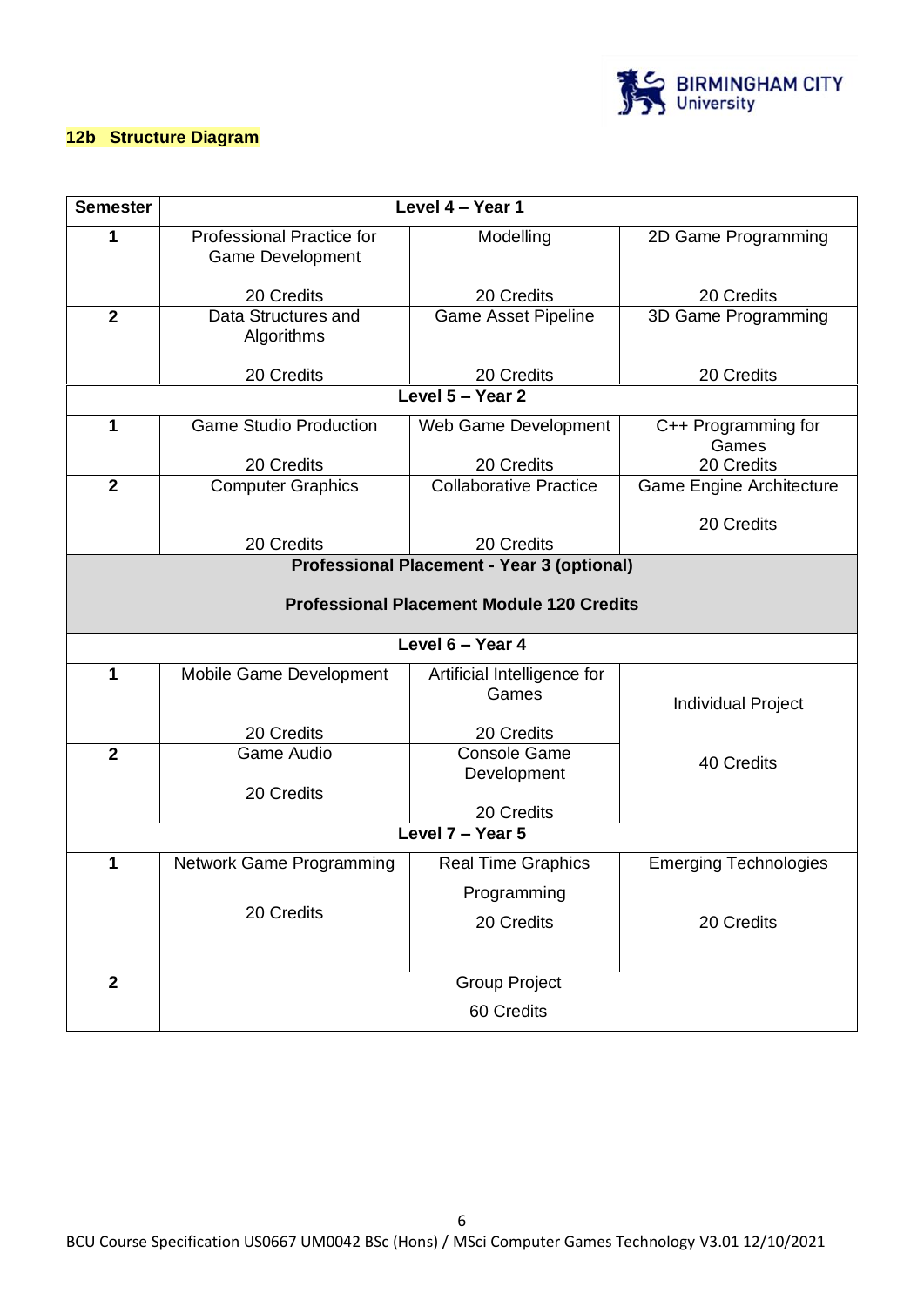## 12b Structure Diagram

| Semester | Level 4 – Year 1 | | |
|---|---|---|---|
| **1** | Professional Practice for Game Development<br><br>20 Credits | Modelling<br><br>20 Credits | 2D Game Programming<br><br>20 Credits |
| **2** | Data Structures and Algorithms<br><br>20 Credits | Game Asset Pipeline<br><br>20 Credits | 3D Game Programming<br><br>20 Credits |
| | **Level 5 – Year 2** | | |
| **1** | Game Studio Production<br><br>20 Credits | Web Game Development<br><br>20 Credits | C++ Programming for Games<br>20 Credits |
| **2** | Computer Graphics<br><br>20 Credits | Collaborative Practice<br><br>20 Credits | Game Engine Architecture<br><br>20 Credits |
| | **Professional Placement - Year 3 (optional)**<br><br>**Professional Placement Module 120 Credits** | | |
| | **Level 6 – Year 4** | | |
| **1** | Mobile Game Development<br><br>20 Credits | Artificial Intelligence for Games<br><br>20 Credits | Individual Project<br><br>40 Credits |
| **2** | Game Audio<br><br>20 Credits | Console Game Development<br><br>20 Credits | |
| | **Level 7 – Year 5** | | |
| **1** | Network Game Programming<br><br>20 Credits | Real Time Graphics Programming<br><br>20 Credits | Emerging Technologies<br><br>20 Credits |
| **2** | Group Project<br><br>60 Credits | | |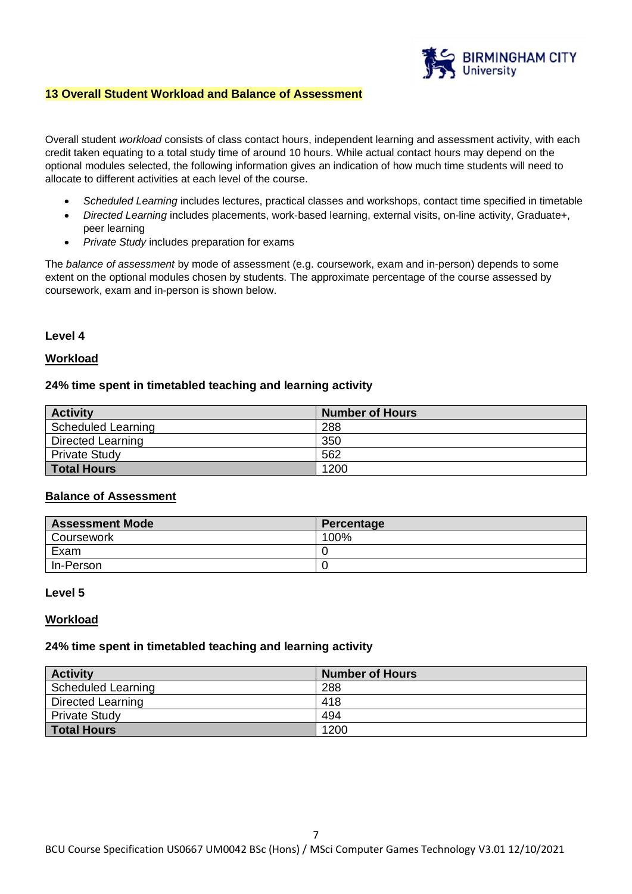## 13 Overall Student Workload and Balance of Assessment

Overall student *workload* consists of class contact hours, independent learning and assessment activity, with each credit taken equating to a total study time of around 10 hours. While actual contact hours may depend on the optional modules selected, the following information gives an indication of how much time students will need to allocate to different activities at each level of the course.

- *Scheduled Learning* includes lectures, practical classes and workshops, contact time specified in timetable
- *Directed Learning* includes placements, work-based learning, external visits, on-line activity, Graduate+, peer learning
- *Private Study* includes preparation for exams

The *balance of assessment* by mode of assessment (e.g. coursework, exam and in-person) depends to some extent on the optional modules chosen by students. The approximate percentage of the course assessed by coursework, exam and in-person is shown below.

### Level 4

**Workload**

**24% time spent in timetabled teaching and learning activity**

| Activity | Number of Hours |
|---|---|
| Scheduled Learning | 288 |
| Directed Learning | 350 |
| Private Study | 562 |
| **Total Hours** | 1200 |

**Balance of Assessment**

| Assessment Mode | Percentage |
|---|---|
| Coursework | 100% |
| Exam | 0 |
| In-Person | 0 |

### Level 5

**Workload**

**24% time spent in timetabled teaching and learning activity**

| Activity | Number of Hours |
|---|---|
| Scheduled Learning | 288 |
| Directed Learning | 418 |
| Private Study | 494 |
| **Total Hours** | 1200 |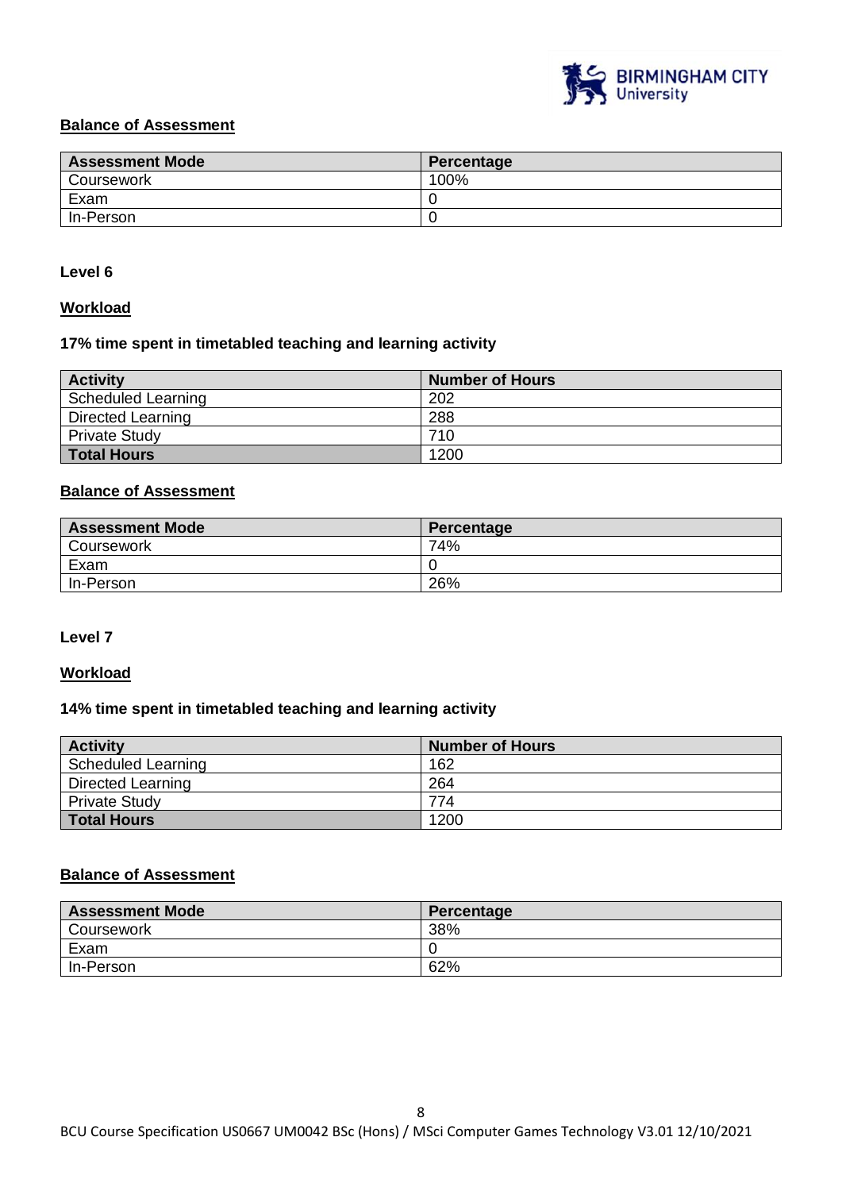**Balance of Assessment**

| Assessment Mode | Percentage |
|---|---|
| Coursework | 100% |
| Exam | 0 |
| In-Person | 0 |

**Level 6**

**Workload**

**17% time spent in timetabled teaching and learning activity**

| Activity | Number of Hours |
|---|---|
| Scheduled Learning | 202 |
| Directed Learning | 288 |
| Private Study | 710 |
| **Total Hours** | 1200 |

**Balance of Assessment**

| Assessment Mode | Percentage |
|---|---|
| Coursework | 74% |
| Exam | 0 |
| In-Person | 26% |

**Level 7**

**Workload**

**14% time spent in timetabled teaching and learning activity**

| Activity | Number of Hours |
|---|---|
| Scheduled Learning | 162 |
| Directed Learning | 264 |
| Private Study | 774 |
| **Total Hours** | 1200 |

**Balance of Assessment**

| Assessment Mode | Percentage |
|---|---|
| Coursework | 38% |
| Exam | 0 |
| In-Person | 62% |